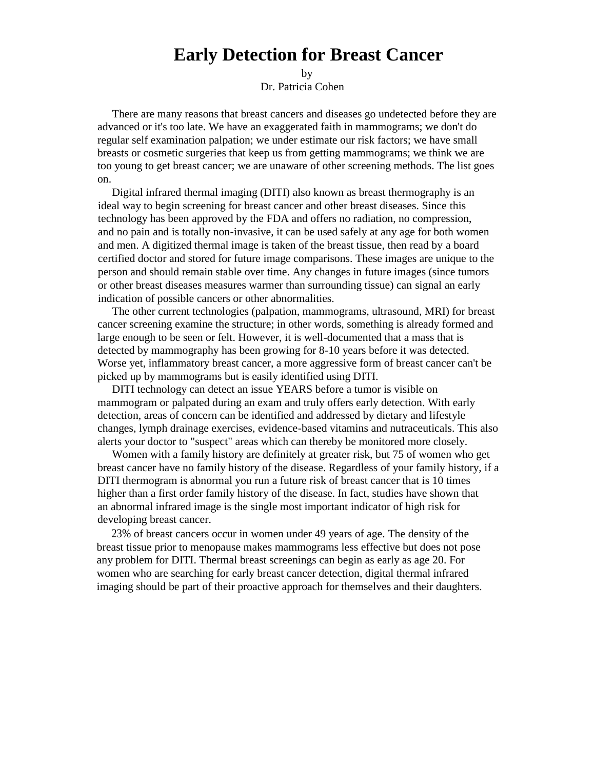# Early Detection for Breast Cancer

by
Dr. Patricia Cohen

There are many reasons that breast cancers and diseases go undetected before they are advanced or it's too late. We have an exaggerated faith in mammograms; we don't do regular self examination palpation; we under estimate our risk factors; we have small breasts or cosmetic surgeries that keep us from getting mammograms; we think we are too young to get breast cancer; we are unaware of other screening methods. The list goes on.

Digital infrared thermal imaging (DITI) also known as breast thermography is an ideal way to begin screening for breast cancer and other breast diseases. Since this technology has been approved by the FDA and offers no radiation, no compression, and no pain and is totally non-invasive, it can be used safely at any age for both women and men. A digitized thermal image is taken of the breast tissue, then read by a board certified doctor and stored for future image comparisons. These images are unique to the person and should remain stable over time. Any changes in future images (since tumors or other breast diseases measures warmer than surrounding tissue) can signal an early indication of possible cancers or other abnormalities.

The other current technologies (palpation, mammograms, ultrasound, MRI) for breast cancer screening examine the structure; in other words, something is already formed and large enough to be seen or felt. However, it is well-documented that a mass that is detected by mammography has been growing for 8-10 years before it was detected. Worse yet, inflammatory breast cancer, a more aggressive form of breast cancer can't be picked up by mammograms but is easily identified using DITI.

DITI technology can detect an issue YEARS before a tumor is visible on mammogram or palpated during an exam and truly offers early detection. With early detection, areas of concern can be identified and addressed by dietary and lifestyle changes, lymph drainage exercises, evidence-based vitamins and nutraceuticals. This also alerts your doctor to "suspect" areas which can thereby be monitored more closely.

Women with a family history are definitely at greater risk, but 75 of women who get breast cancer have no family history of the disease. Regardless of your family history, if a DITI thermogram is abnormal you run a future risk of breast cancer that is 10 times higher than a first order family history of the disease. In fact, studies have shown that an abnormal infrared image is the single most important indicator of high risk for developing breast cancer.

23% of breast cancers occur in women under 49 years of age. The density of the breast tissue prior to menopause makes mammograms less effective but does not pose any problem for DITI. Thermal breast screenings can begin as early as age 20. For women who are searching for early breast cancer detection, digital thermal infrared imaging should be part of their proactive approach for themselves and their daughters.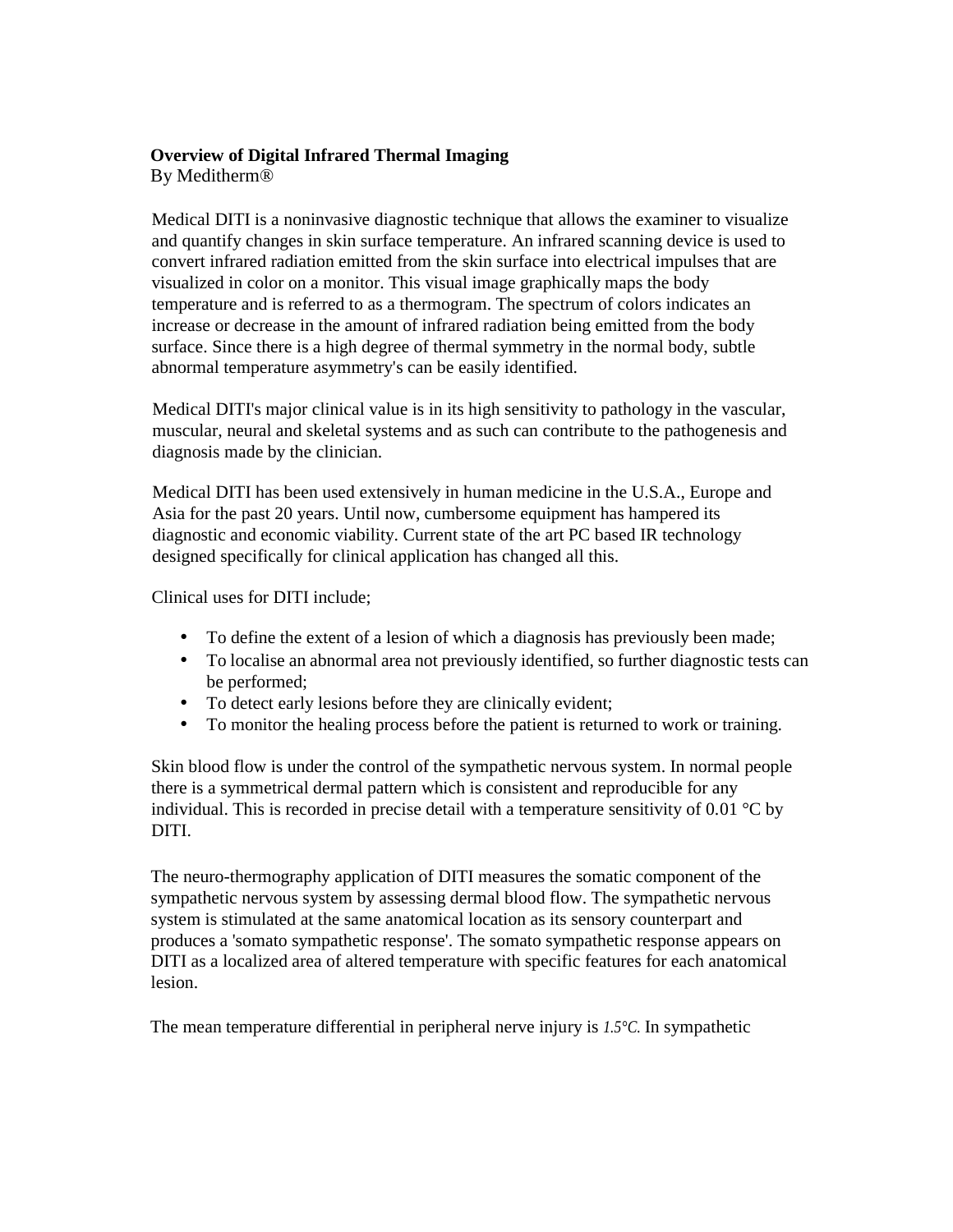**Overview of Digital Infrared Thermal Imaging**
By Meditherm®

Medical DITI is a noninvasive diagnostic technique that allows the examiner to visualize and quantify changes in skin surface temperature. An infrared scanning device is used to convert infrared radiation emitted from the skin surface into electrical impulses that are visualized in color on a monitor. This visual image graphically maps the body temperature and is referred to as a thermogram. The spectrum of colors indicates an increase or decrease in the amount of infrared radiation being emitted from the body surface. Since there is a high degree of thermal symmetry in the normal body, subtle abnormal temperature asymmetry's can be easily identified.

Medical DITI's major clinical value is in its high sensitivity to pathology in the vascular, muscular, neural and skeletal systems and as such can contribute to the pathogenesis and diagnosis made by the clinician.

Medical DITI has been used extensively in human medicine in the U.S.A., Europe and Asia for the past 20 years. Until now, cumbersome equipment has hampered its diagnostic and economic viability. Current state of the art PC based IR technology designed specifically for clinical application has changed all this.

Clinical uses for DITI include;

- To define the extent of a lesion of which a diagnosis has previously been made;
- To localise an abnormal area not previously identified, so further diagnostic tests can be performed;
- To detect early lesions before they are clinically evident;
- To monitor the healing process before the patient is returned to work or training.

Skin blood flow is under the control of the sympathetic nervous system. In normal people there is a symmetrical dermal pattern which is consistent and reproducible for any individual. This is recorded in precise detail with a temperature sensitivity of 0.01 °C by DITI.

The neuro-thermography application of DITI measures the somatic component of the sympathetic nervous system by assessing dermal blood flow. The sympathetic nervous system is stimulated at the same anatomical location as its sensory counterpart and produces a 'somato sympathetic response'. The somato sympathetic response appears on DITI as a localized area of altered temperature with specific features for each anatomical lesion.

The mean temperature differential in peripheral nerve injury is *1.5°C.* In sympathetic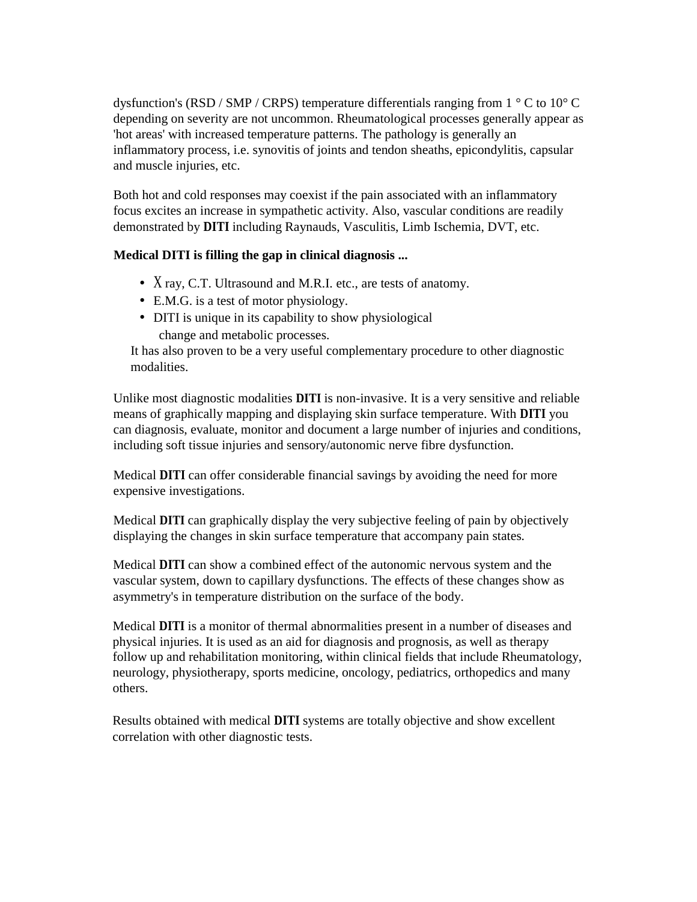dysfunction's (RSD / SMP / CRPS) temperature differentials ranging from 1 ° C to 10° C depending on severity are not uncommon. Rheumatological processes generally appear as 'hot areas' with increased temperature patterns. The pathology is generally an inflammatory process, i.e. synovitis of joints and tendon sheaths, epicondylitis, capsular and muscle injuries, etc.

Both hot and cold responses may coexist if the pain associated with an inflammatory focus excites an increase in sympathetic activity. Also, vascular conditions are readily demonstrated by **DITI** including Raynauds, Vasculitis, Limb Ischemia, DVT, etc.

**Medical DITI is filling the gap in clinical diagnosis ...**

- X ray, C.T. Ultrasound and M.R.I. etc., are tests of anatomy.
- E.M.G. is a test of motor physiology.
- DITI is unique in its capability to show physiological change and metabolic processes.

It has also proven to be a very useful complementary procedure to other diagnostic modalities.

Unlike most diagnostic modalities **DITI** is non-invasive. It is a very sensitive and reliable means of graphically mapping and displaying skin surface temperature. With **DITI** you can diagnosis, evaluate, monitor and document a large number of injuries and conditions, including soft tissue injuries and sensory/autonomic nerve fibre dysfunction.

Medical **DITI** can offer considerable financial savings by avoiding the need for more expensive investigations.

Medical **DITI** can graphically display the very subjective feeling of pain by objectively displaying the changes in skin surface temperature that accompany pain states.

Medical **DITI** can show a combined effect of the autonomic nervous system and the vascular system, down to capillary dysfunctions. The effects of these changes show as asymmetry's in temperature distribution on the surface of the body.

Medical **DITI** is a monitor of thermal abnormalities present in a number of diseases and physical injuries. It is used as an aid for diagnosis and prognosis, as well as therapy follow up and rehabilitation monitoring, within clinical fields that include Rheumatology, neurology, physiotherapy, sports medicine, oncology, pediatrics, orthopedics and many others.

Results obtained with medical **DITI** systems are totally objective and show excellent correlation with other diagnostic tests.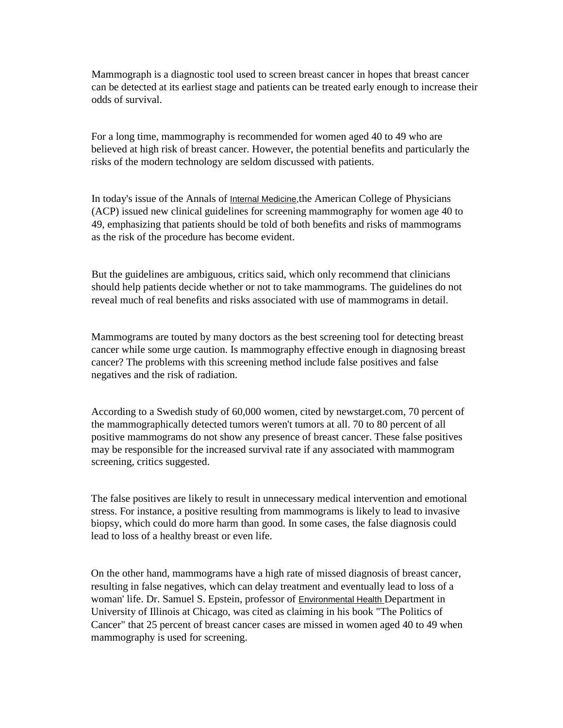Mammograph is a diagnostic tool used to screen breast cancer in hopes that breast cancer can be detected at its earliest stage and patients can be treated early enough to increase their odds of survival.

For a long time, mammography is recommended for women aged 40 to 49 who are believed at high risk of breast cancer. However, the potential benefits and particularly the risks of the modern technology are seldom discussed with patients.

In today's issue of the Annals of Internal Medicine,the American College of Physicians (ACP) issued new clinical guidelines for screening mammography for women age 40 to 49, emphasizing that patients should be told of both benefits and risks of mammograms as the risk of the procedure has become evident.

But the guidelines are ambiguous, critics said, which only recommend that clinicians should help patients decide whether or not to take mammograms. The guidelines do not reveal much of real benefits and risks associated with use of mammograms in detail.

Mammograms are touted by many doctors as the best screening tool for detecting breast cancer while some urge caution. Is mammography effective enough in diagnosing breast cancer? The problems with this screening method include false positives and false negatives and the risk of radiation.

According to a Swedish study of 60,000 women, cited by newstarget.com, 70 percent of the mammographically detected tumors weren't tumors at all. 70 to 80 percent of all positive mammograms do not show any presence of breast cancer. These false positives may be responsible for the increased survival rate if any associated with mammogram screening, critics suggested.

The false positives are likely to result in unnecessary medical intervention and emotional stress. For instance, a positive resulting from mammograms is likely to lead to invasive biopsy, which could do more harm than good. In some cases, the false diagnosis could lead to loss of a healthy breast or even life.

On the other hand, mammograms have a high rate of missed diagnosis of breast cancer, resulting in false negatives, which can delay treatment and eventually lead to loss of a woman' life. Dr. Samuel S. Epstein, professor of Environmental Health Department in University of Illinois at Chicago, was cited as claiming in his book "The Politics of Cancer" that 25 percent of breast cancer cases are missed in women aged 40 to 49 when mammography is used for screening.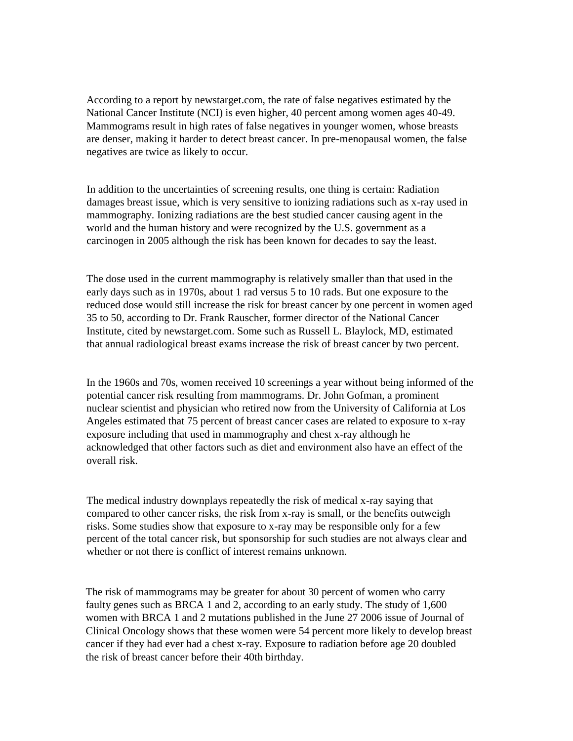According to a report by newstarget.com, the rate of false negatives estimated by the National Cancer Institute (NCI) is even higher, 40 percent among women ages 40-49. Mammograms result in high rates of false negatives in younger women, whose breasts are denser, making it harder to detect breast cancer. In pre-menopausal women, the false negatives are twice as likely to occur.

In addition to the uncertainties of screening results, one thing is certain: Radiation damages breast issue, which is very sensitive to ionizing radiations such as x-ray used in mammography. Ionizing radiations are the best studied cancer causing agent in the world and the human history and were recognized by the U.S. government as a carcinogen in 2005 although the risk has been known for decades to say the least.

The dose used in the current mammography is relatively smaller than that used in the early days such as in 1970s, about 1 rad versus 5 to 10 rads. But one exposure to the reduced dose would still increase the risk for breast cancer by one percent in women aged 35 to 50, according to Dr. Frank Rauscher, former director of the National Cancer Institute, cited by newstarget.com. Some such as Russell L. Blaylock, MD, estimated that annual radiological breast exams increase the risk of breast cancer by two percent.

In the 1960s and 70s, women received 10 screenings a year without being informed of the potential cancer risk resulting from mammograms. Dr. John Gofman, a prominent nuclear scientist and physician who retired now from the University of California at Los Angeles estimated that 75 percent of breast cancer cases are related to exposure to x-ray exposure including that used in mammography and chest x-ray although he acknowledged that other factors such as diet and environment also have an effect of the overall risk.

The medical industry downplays repeatedly the risk of medical x-ray saying that compared to other cancer risks, the risk from x-ray is small, or the benefits outweigh risks. Some studies show that exposure to x-ray may be responsible only for a few percent of the total cancer risk, but sponsorship for such studies are not always clear and whether or not there is conflict of interest remains unknown.

The risk of mammograms may be greater for about 30 percent of women who carry faulty genes such as BRCA 1 and 2, according to an early study. The study of 1,600 women with BRCA 1 and 2 mutations published in the June 27 2006 issue of Journal of Clinical Oncology shows that these women were 54 percent more likely to develop breast cancer if they had ever had a chest x-ray. Exposure to radiation before age 20 doubled the risk of breast cancer before their 40th birthday.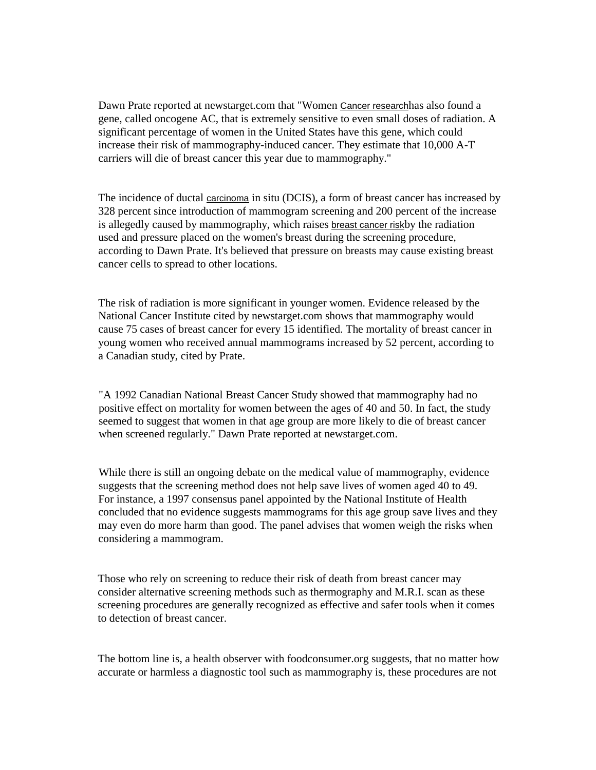Dawn Prate reported at newstarget.com that "Women Cancer researchhas also found a gene, called oncogene AC, that is extremely sensitive to even small doses of radiation. A significant percentage of women in the United States have this gene, which could increase their risk of mammography-induced cancer. They estimate that 10,000 A-T carriers will die of breast cancer this year due to mammography."

The incidence of ductal carcinoma in situ (DCIS), a form of breast cancer has increased by 328 percent since introduction of mammogram screening and 200 percent of the increase is allegedly caused by mammography, which raises breast cancer riskby the radiation used and pressure placed on the women's breast during the screening procedure, according to Dawn Prate. It's believed that pressure on breasts may cause existing breast cancer cells to spread to other locations.

The risk of radiation is more significant in younger women. Evidence released by the National Cancer Institute cited by newstarget.com shows that mammography would cause 75 cases of breast cancer for every 15 identified. The mortality of breast cancer in young women who received annual mammograms increased by 52 percent, according to a Canadian study, cited by Prate.

"A 1992 Canadian National Breast Cancer Study showed that mammography had no positive effect on mortality for women between the ages of 40 and 50. In fact, the study seemed to suggest that women in that age group are more likely to die of breast cancer when screened regularly." Dawn Prate reported at newstarget.com.

While there is still an ongoing debate on the medical value of mammography, evidence suggests that the screening method does not help save lives of women aged 40 to 49. For instance, a 1997 consensus panel appointed by the National Institute of Health concluded that no evidence suggests mammograms for this age group save lives and they may even do more harm than good. The panel advises that women weigh the risks when considering a mammogram.

Those who rely on screening to reduce their risk of death from breast cancer may consider alternative screening methods such as thermography and M.R.I. scan as these screening procedures are generally recognized as effective and safer tools when it comes to detection of breast cancer.

The bottom line is, a health observer with foodconsumer.org suggests, that no matter how accurate or harmless a diagnostic tool such as mammography is, these procedures are not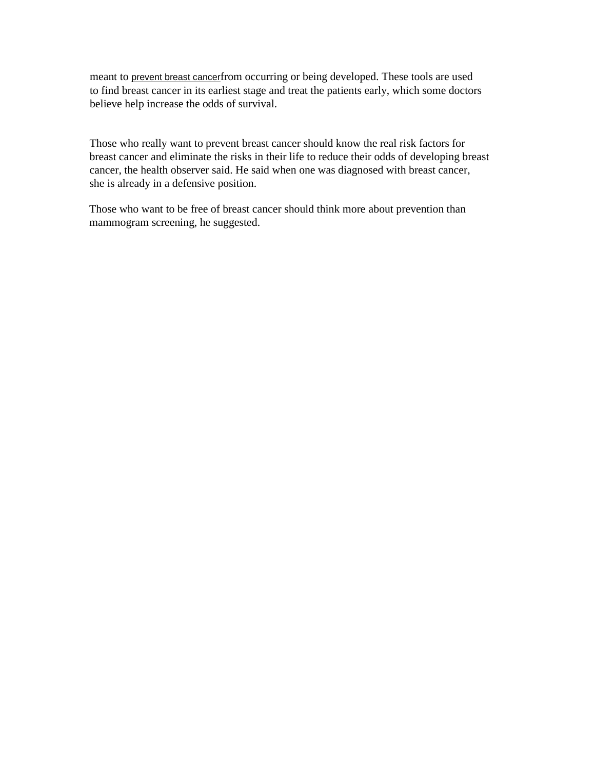meant to prevent breast cancerfrom occurring or being developed. These tools are used to find breast cancer in its earliest stage and treat the patients early, which some doctors believe help increase the odds of survival.

Those who really want to prevent breast cancer should know the real risk factors for breast cancer and eliminate the risks in their life to reduce their odds of developing breast cancer, the health observer said. He said when one was diagnosed with breast cancer, she is already in a defensive position.

Those who want to be free of breast cancer should think more about prevention than mammogram screening, he suggested.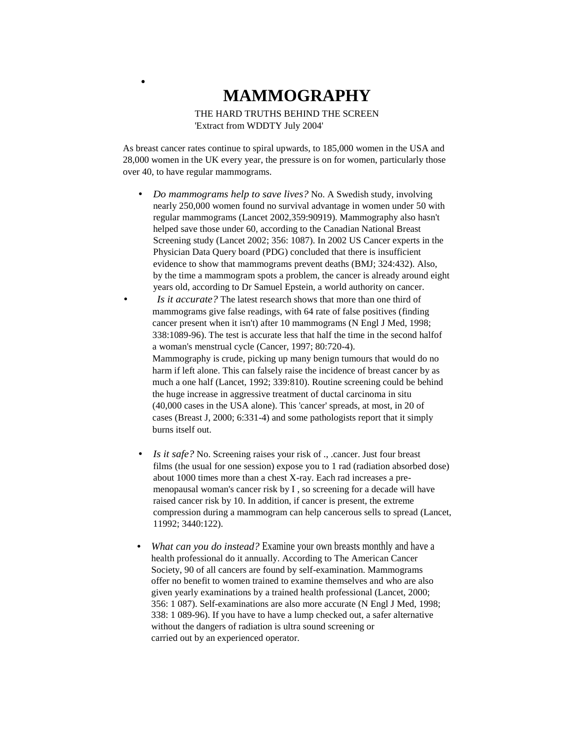# MAMMOGRAPHY

THE HARD TRUTHS BEHIND THE SCREEN
'Extract from WDDTY July 2004'

As breast cancer rates continue to spiral upwards, to 185,000 women in the USA and 28,000 women in the UK every year, the pressure is on for women, particularly those over 40, to have regular mammograms.

- *Do mammograms help to save lives?* No. A Swedish study, involving nearly 250,000 women found no survival advantage in women under 50 with regular mammograms (Lancet 2002,359:90919). Mammography also hasn't helped save those under 60, according to the Canadian National Breast Screening study (Lancet 2002; 356: 1087). In 2002 US Cancer experts in the Physician Data Query board (PDG) concluded that there is insufficient evidence to show that mammograms prevent deaths (BMJ; 324:432). Also, by the time a mammogram spots a problem, the cancer is already around eight years old, according to Dr Samuel Epstein, a world authority on cancer.
- *Is it accurate?* The latest research shows that more than one third of mammograms give false readings, with 64 rate of false positives (finding cancer present when it isn't) after 10 mammograms (N Engl J Med, 1998; 338:1089-96). The test is accurate less that half the time in the second halfof a woman's menstrual cycle (Cancer, 1997; 80:720-4).
  Mammography is crude, picking up many benign tumours that would do no harm if left alone. This can falsely raise the incidence of breast cancer by as much a one half (Lancet, 1992; 339:810). Routine screening could be behind the huge increase in aggressive treatment of ductal carcinoma in situ (40,000 cases in the USA alone). This 'cancer' spreads, at most, in 20 of cases (Breast J, 2000; 6:331-4) and some pathologists report that it simply burns itself out.

- *Is it safe?* No. Screening raises your risk of ., .cancer. Just four breast films (the usual for one session) expose you to 1 rad (radiation absorbed dose) about 1000 times more than a chest X-ray. Each rad increases a pre-menopausal woman's cancer risk by I , so screening for a decade will have raised cancer risk by 10. In addition, if cancer is present, the extreme compression during a mammogram can help cancerous sells to spread (Lancet, 11992; 3440:122).

- *What can you do instead?* Examine your own breasts monthly and have a health professional do it annually. According to The American Cancer Society, 90 of all cancers are found by self-examination. Mammograms offer no benefit to women trained to examine themselves and who are also given yearly examinations by a trained health professional (Lancet, 2000; 356: 1 087). Self-examinations are also more accurate (N Engl J Med, 1998; 338: 1 089-96). If you have to have a lump checked out, a safer alternative without the dangers of radiation is ultra sound screening or carried out by an experienced operator.